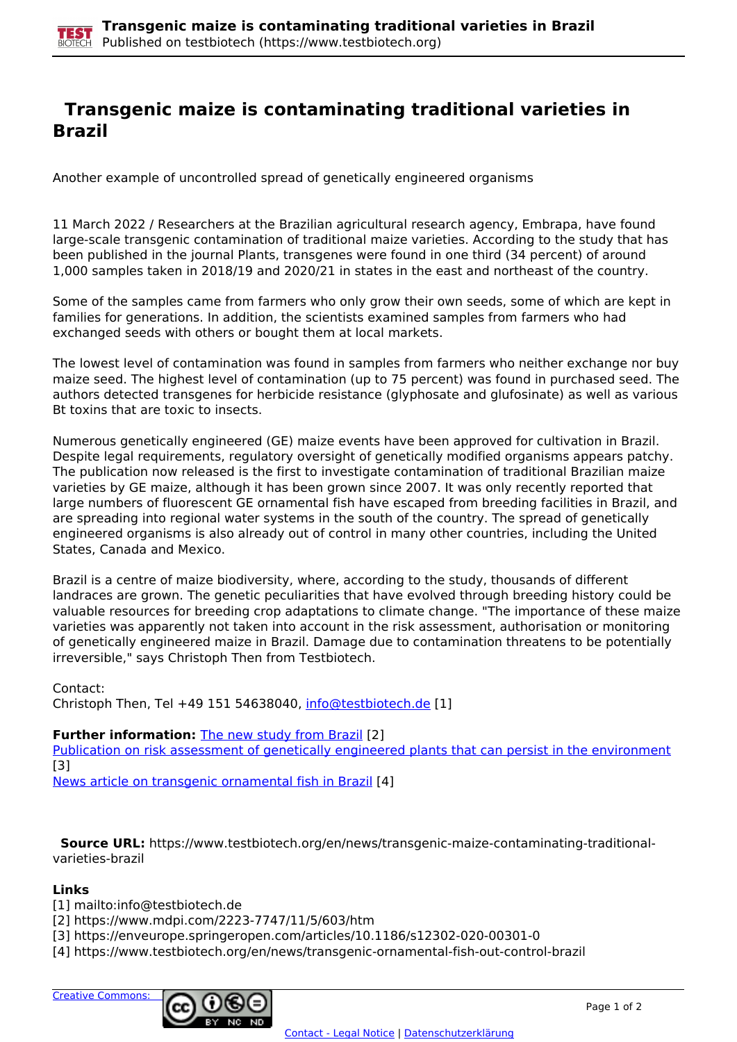# Transgenic maize is contaminating traditional varieties in Brazil

Another example of uncontrolled spread of genetically engineered organisms

11 March 2022 / Researchers at the Brazilian agricultural research agency, Embrapa, have found large-scale transgenic contamination of traditional maize varieties. According to the study that has been published in the journal Plants, transgenes were found in one third (34 percent) of around 1,000 samples taken in 2018/19 and 2020/21 in states in the east and northeast of the country.

Some of the samples came from farmers who only grow their own seeds, some of which are kept in families for generations. In addition, the scientists examined samples from farmers who had exchanged seeds with others or bought them at local markets.

The lowest level of contamination was found in samples from farmers who neither exchange nor buy maize seed. The highest level of contamination (up to 75 percent) was found in purchased seed. The authors detected transgenes for herbicide resistance (glyphosate and glufosinate) as well as various Bt toxins that are toxic to insects.

Numerous genetically engineered (GE) maize events have been approved for cultivation in Brazil. Despite legal requirements, regulatory oversight of genetically modified organisms appears patchy. The publication now released is the first to investigate contamination of traditional Brazilian maize varieties by GE maize, although it has been grown since 2007. It was only recently reported that large numbers of fluorescent GE ornamental fish have escaped from breeding facilities in Brazil, and are spreading into regional water systems in the south of the country. The spread of genetically engineered organisms is also already out of control in many other countries, including the United States, Canada and Mexico.

Brazil is a centre of maize biodiversity, where, according to the study, thousands of different landraces are grown. The genetic peculiarities that have evolved through breeding history could be valuable resources for breeding crop adaptations to climate change. "The importance of these maize varieties was apparently not taken into account in the risk assessment, authorisation or monitoring of genetically engineered maize in Brazil. Damage due to contamination threatens to be potentially irreversible," says Christoph Then from Testbiotech.

Contact:
Christoph Then, Tel +49 151 54638040, info@testbiotech.de [1]

**Further information:** The new study from Brazil [2]
Publication on risk assessment of genetically engineered plants that can persist in the environment [3]
News article on transgenic ornamental fish in Brazil [4]

**Source URL:** https://www.testbiotech.org/en/news/transgenic-maize-contaminating-traditional-varieties-brazil

**Links**
[1] mailto:info@testbiotech.de
[2] https://www.mdpi.com/2223-7747/11/5/603/htm
[3] https://enveurope.springeropen.com/articles/10.1186/s12302-020-00301-0
[4] https://www.testbiotech.org/en/news/transgenic-ornamental-fish-out-control-brazil